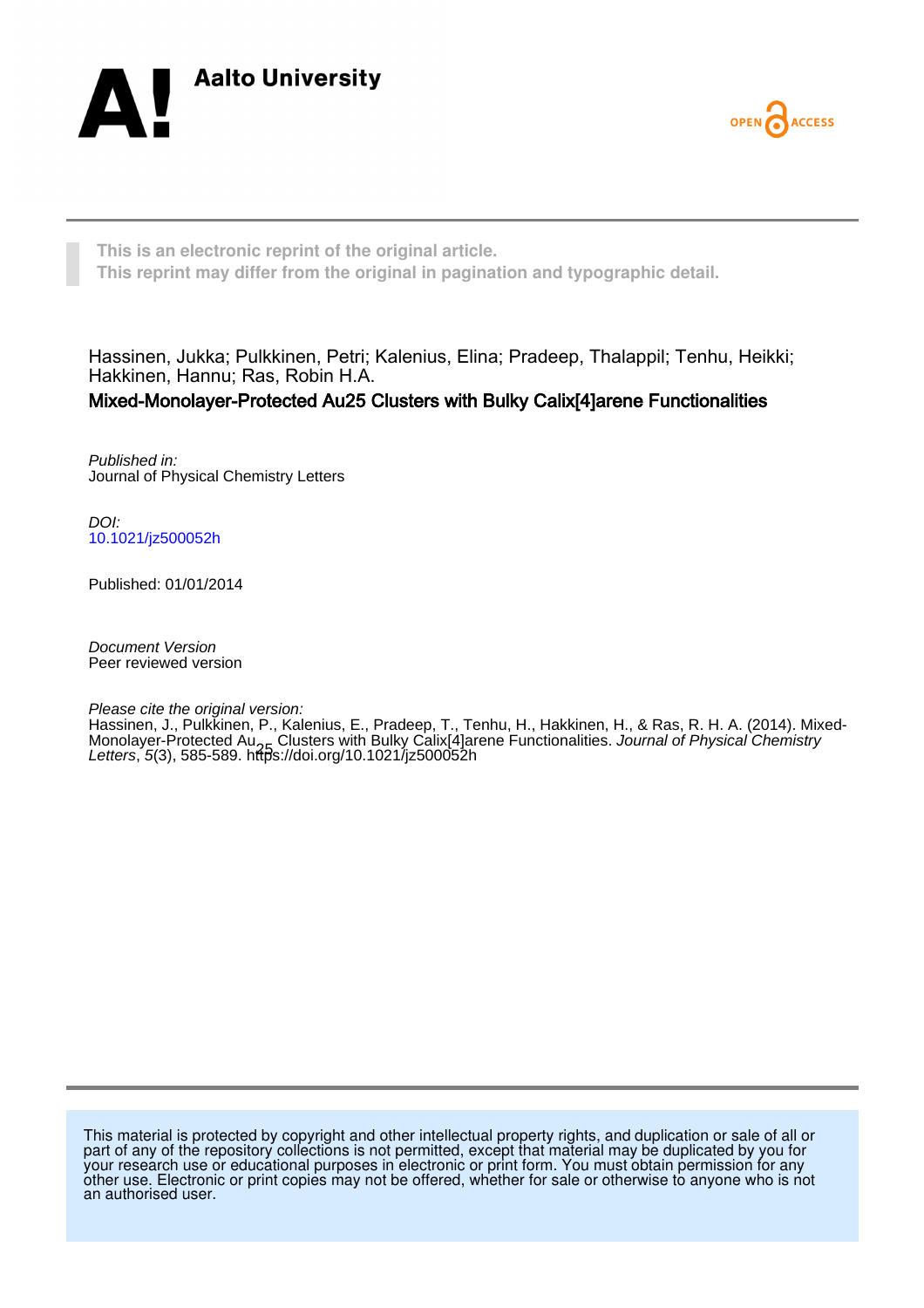Aalto University

OPEN ACCESS

This is an electronic reprint of the original article.
This reprint may differ from the original in pagination and typographic detail.

Hassinen, Jukka; Pulkkinen, Petri; Kalenius, Elina; Pradeep, Thalappil; Tenhu, Heikki; Hakkinen, Hannu; Ras, Robin H.A.

**Mixed-Monolayer-Protected Au25 Clusters with Bulky Calix[4]arene Functionalities**

*Published in:*
Journal of Physical Chemistry Letters

*DOI:*
10.1021/jz500052h

Published: 01/01/2014

*Document Version*
Peer reviewed version

*Please cite the original version:*
Hassinen, J., Pulkkinen, P., Kalenius, E., Pradeep, T., Tenhu, H., Hakkinen, H., & Ras, R. H. A. (2014). Mixed-Monolayer-Protected $Au_{25}$ Clusters with Bulky Calix[4]arene Functionalities. *Journal of Physical Chemistry Letters*, *5*(3), 585-589. https://doi.org/10.1021/jz500052h

This material is protected by copyright and other intellectual property rights, and duplication or sale of all or part of any of the repository collections is not permitted, except that material may be duplicated by you for your research use or educational purposes in electronic or print form. You must obtain permission for any other use. Electronic or print copies may not be offered, whether for sale or otherwise to anyone who is not an authorised user.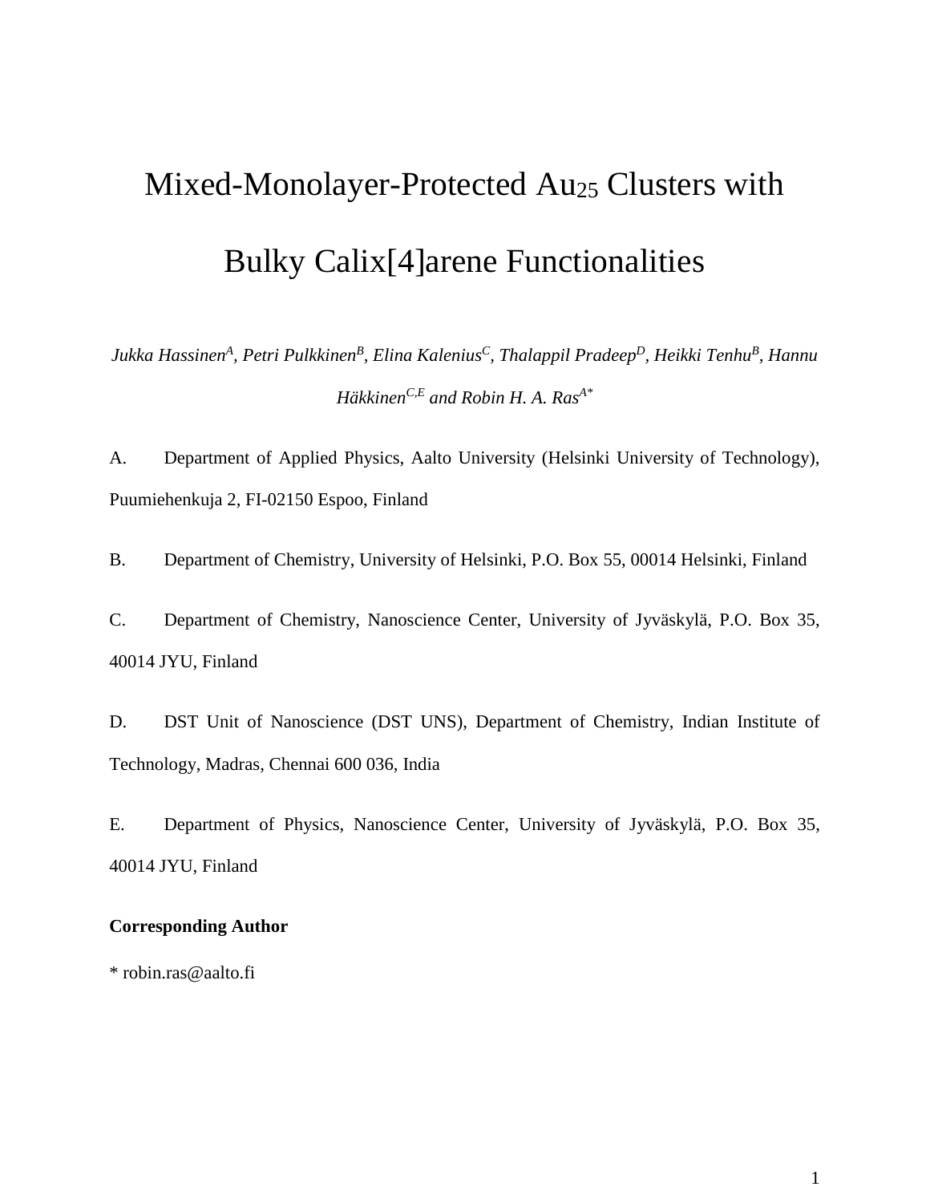# Mixed-Monolayer-Protected $Au_{25}$ Clusters with Bulky Calix[4]arene Functionalities

*Jukka Hassinen[A], Petri Pulkkinen[B], Elina Kalenius[C], Thalappil Pradeep[D], Heikki Tenhu[B], Hannu Häkkinen[C,E] and Robin H. A. Ras[A*]*

A. Department of Applied Physics, Aalto University (Helsinki University of Technology), Puumiehenkuja 2, FI-02150 Espoo, Finland

B. Department of Chemistry, University of Helsinki, P.O. Box 55, 00014 Helsinki, Finland

C. Department of Chemistry, Nanoscience Center, University of Jyväskylä, P.O. Box 35, 40014 JYU, Finland

D. DST Unit of Nanoscience (DST UNS), Department of Chemistry, Indian Institute of Technology, Madras, Chennai 600 036, India

E. Department of Physics, Nanoscience Center, University of Jyväskylä, P.O. Box 35, 40014 JYU, Finland

**Corresponding Author**

* robin.ras@aalto.fi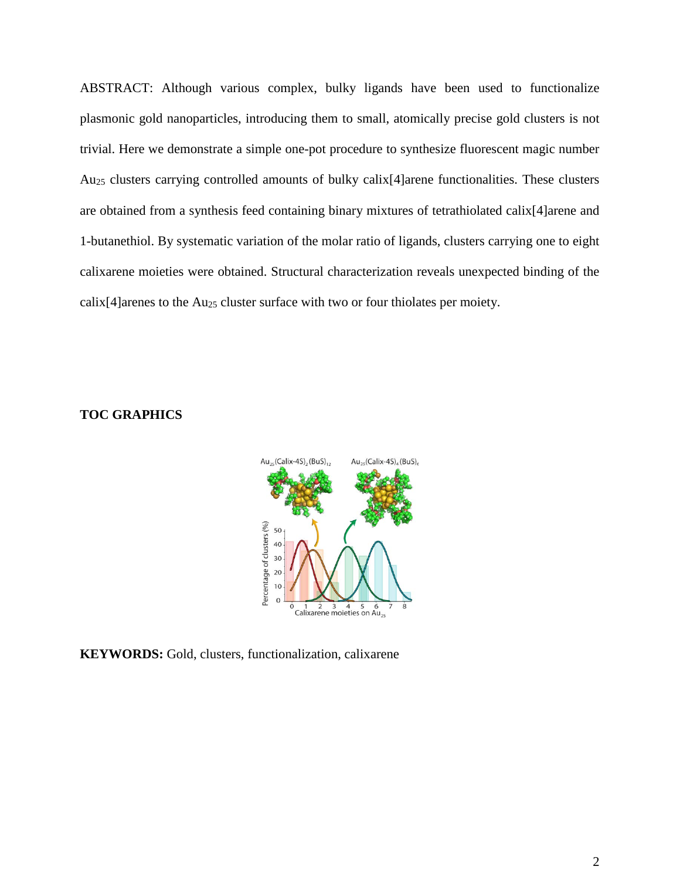ABSTRACT: Although various complex, bulky ligands have been used to functionalize plasmonic gold nanoparticles, introducing them to small, atomically precise gold clusters is not trivial. Here we demonstrate a simple one-pot procedure to synthesize fluorescent magic number $Au_{25}$ clusters carrying controlled amounts of bulky calix[4]arene functionalities. These clusters are obtained from a synthesis feed containing binary mixtures of tetrathiolated calix[4]arene and 1-butanethiol. By systematic variation of the molar ratio of ligands, clusters carrying one to eight calixarene moieties were obtained. Structural characterization reveals unexpected binding of the calix[4]arenes to the $Au_{25}$ cluster surface with two or four thiolates per moiety.

**TOC GRAPHICS**

**KEYWORDS:** Gold, clusters, functionalization, calixarene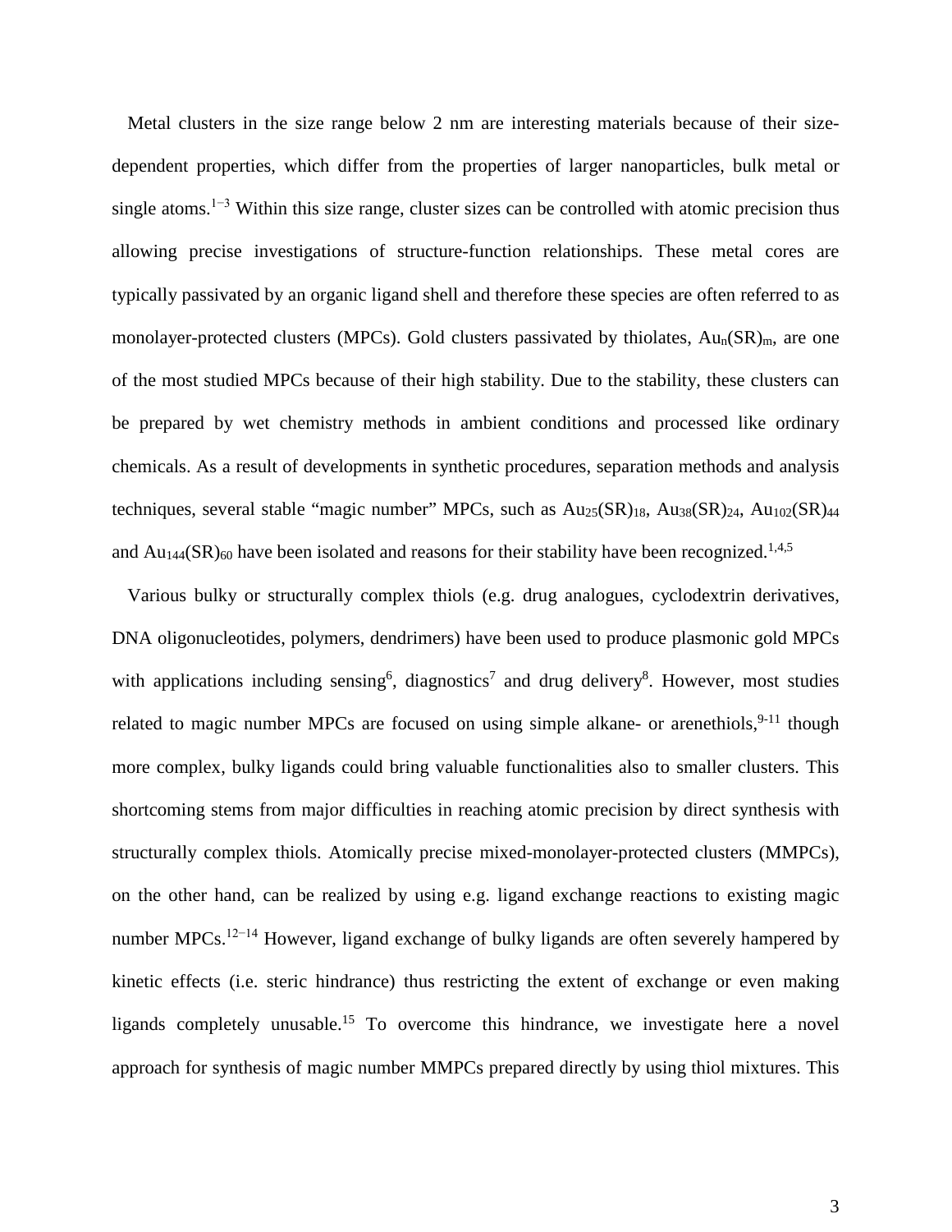Metal clusters in the size range below 2 nm are interesting materials because of their size-dependent properties, which differ from the properties of larger nanoparticles, bulk metal or single atoms.[1−3] Within this size range, cluster sizes can be controlled with atomic precision thus allowing precise investigations of structure-function relationships. These metal cores are typically passivated by an organic ligand shell and therefore these species are often referred to as monolayer-protected clusters (MPCs). Gold clusters passivated by thiolates, $Au_n(SR)_m$, are one of the most studied MPCs because of their high stability. Due to the stability, these clusters can be prepared by wet chemistry methods in ambient conditions and processed like ordinary chemicals. As a result of developments in synthetic procedures, separation methods and analysis techniques, several stable "magic number" MPCs, such as $Au_{25}(SR)_{18}$, $Au_{38}(SR)_{24}$, $Au_{102}(SR)_{44}$ and $Au_{144}(SR)_{60}$ have been isolated and reasons for their stability have been recognized.[1,4,5]

Various bulky or structurally complex thiols (e.g. drug analogues, cyclodextrin derivatives, DNA oligonucleotides, polymers, dendrimers) have been used to produce plasmonic gold MPCs with applications including sensing[6], diagnostics[7] and drug delivery[8]. However, most studies related to magic number MPCs are focused on using simple alkane- or arenethiols,[9-11] though more complex, bulky ligands could bring valuable functionalities also to smaller clusters. This shortcoming stems from major difficulties in reaching atomic precision by direct synthesis with structurally complex thiols. Atomically precise mixed-monolayer-protected clusters (MMPCs), on the other hand, can be realized by using e.g. ligand exchange reactions to existing magic number MPCs.[12−14] However, ligand exchange of bulky ligands are often severely hampered by kinetic effects (i.e. steric hindrance) thus restricting the extent of exchange or even making ligands completely unusable.[15] To overcome this hindrance, we investigate here a novel approach for synthesis of magic number MMPCs prepared directly by using thiol mixtures. This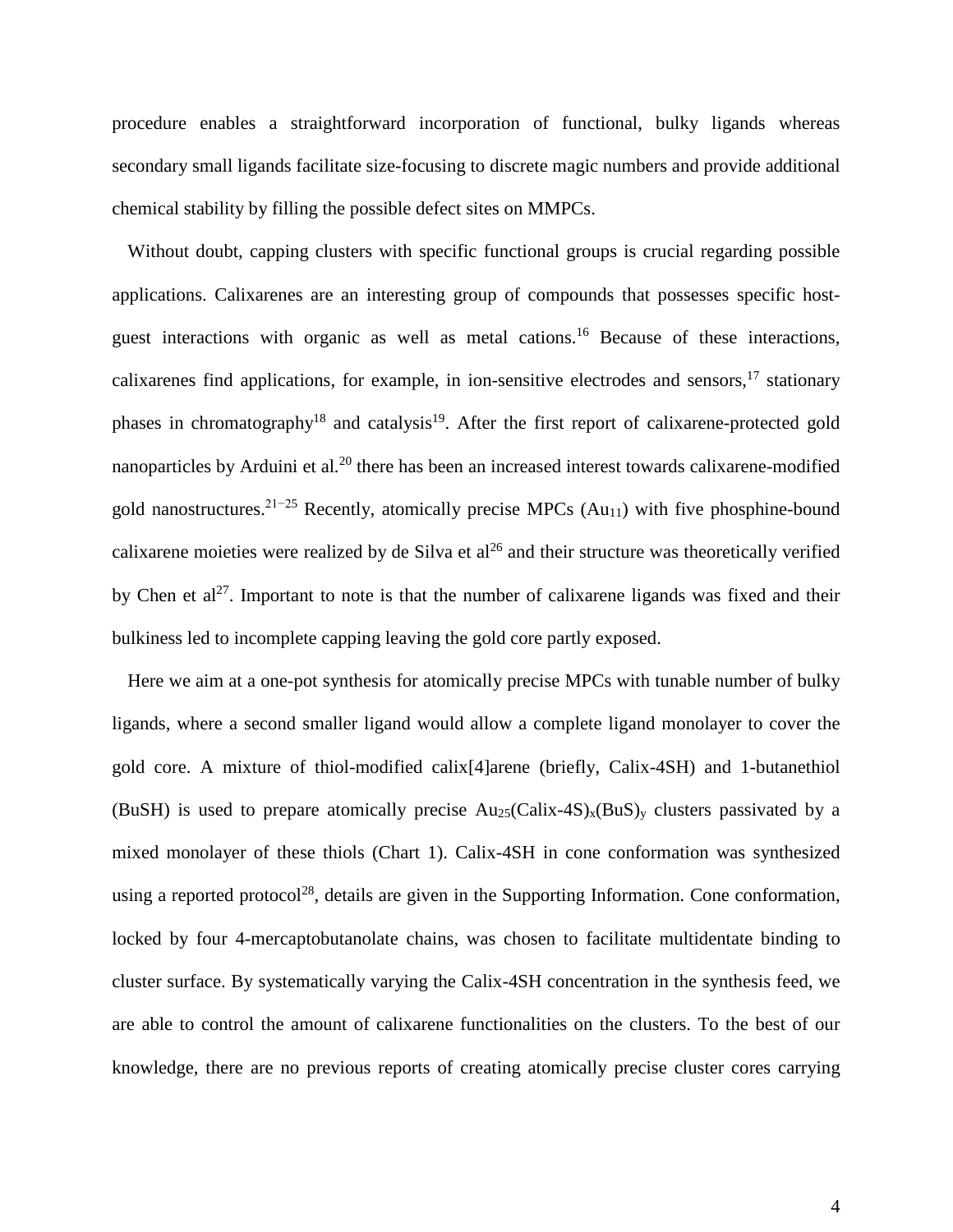procedure enables a straightforward incorporation of functional, bulky ligands whereas secondary small ligands facilitate size-focusing to discrete magic numbers and provide additional chemical stability by filling the possible defect sites on MMPCs.

Without doubt, capping clusters with specific functional groups is crucial regarding possible applications. Calixarenes are an interesting group of compounds that possesses specific host-guest interactions with organic as well as metal cations.[16] Because of these interactions, calixarenes find applications, for example, in ion-sensitive electrodes and sensors,[17] stationary phases in chromatography[18] and catalysis[19]. After the first report of calixarene-protected gold nanoparticles by Arduini et al.[20] there has been an increased interest towards calixarene-modified gold nanostructures.[21−25] Recently, atomically precise MPCs ($Au_{11}$) with five phosphine-bound calixarene moieties were realized by de Silva et al[26] and their structure was theoretically verified by Chen et al[27]. Important to note is that the number of calixarene ligands was fixed and their bulkiness led to incomplete capping leaving the gold core partly exposed.

Here we aim at a one-pot synthesis for atomically precise MPCs with tunable number of bulky ligands, where a second smaller ligand would allow a complete ligand monolayer to cover the gold core. A mixture of thiol-modified calix[4]arene (briefly, Calix-4SH) and 1-butanethiol (BuSH) is used to prepare atomically precise $Au_{25}(\text{Calix-4S})_x(\text{BuS})_y$ clusters passivated by a mixed monolayer of these thiols (Chart 1). Calix-4SH in cone conformation was synthesized using a reported protocol[28], details are given in the Supporting Information. Cone conformation, locked by four 4-mercaptobutanolate chains, was chosen to facilitate multidentate binding to cluster surface. By systematically varying the Calix-4SH concentration in the synthesis feed, we are able to control the amount of calixarene functionalities on the clusters. To the best of our knowledge, there are no previous reports of creating atomically precise cluster cores carrying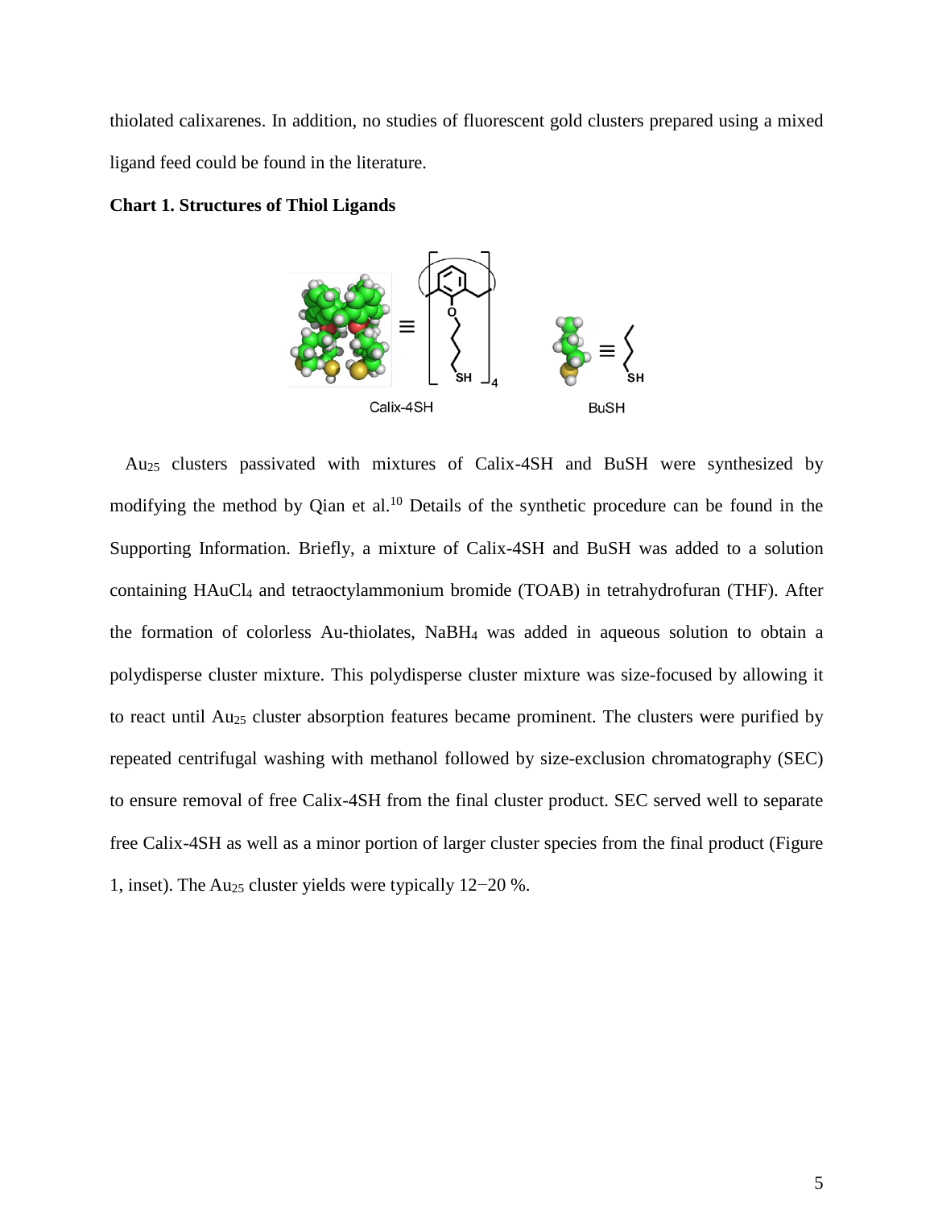thiolated calixarenes. In addition, no studies of fluorescent gold clusters prepared using a mixed ligand feed could be found in the literature.

**Chart 1. Structures of Thiol Ligands**

Calix-4SH BuSH

$Au_{25}$ clusters passivated with mixtures of Calix-4SH and BuSH were synthesized by modifying the method by Qian et al.[10] Details of the synthetic procedure can be found in the Supporting Information. Briefly, a mixture of Calix-4SH and BuSH was added to a solution containing $HAuCl_4$ and tetraoctylammonium bromide (TOAB) in tetrahydrofuran (THF). After the formation of colorless Au-thiolates, $NaBH_4$ was added in aqueous solution to obtain a polydisperse cluster mixture. This polydisperse cluster mixture was size-focused by allowing it to react until $Au_{25}$ cluster absorption features became prominent. The clusters were purified by repeated centrifugal washing with methanol followed by size-exclusion chromatography (SEC) to ensure removal of free Calix-4SH from the final cluster product. SEC served well to separate free Calix-4SH as well as a minor portion of larger cluster species from the final product (Figure 1, inset). The $Au_{25}$ cluster yields were typically 12−20 %.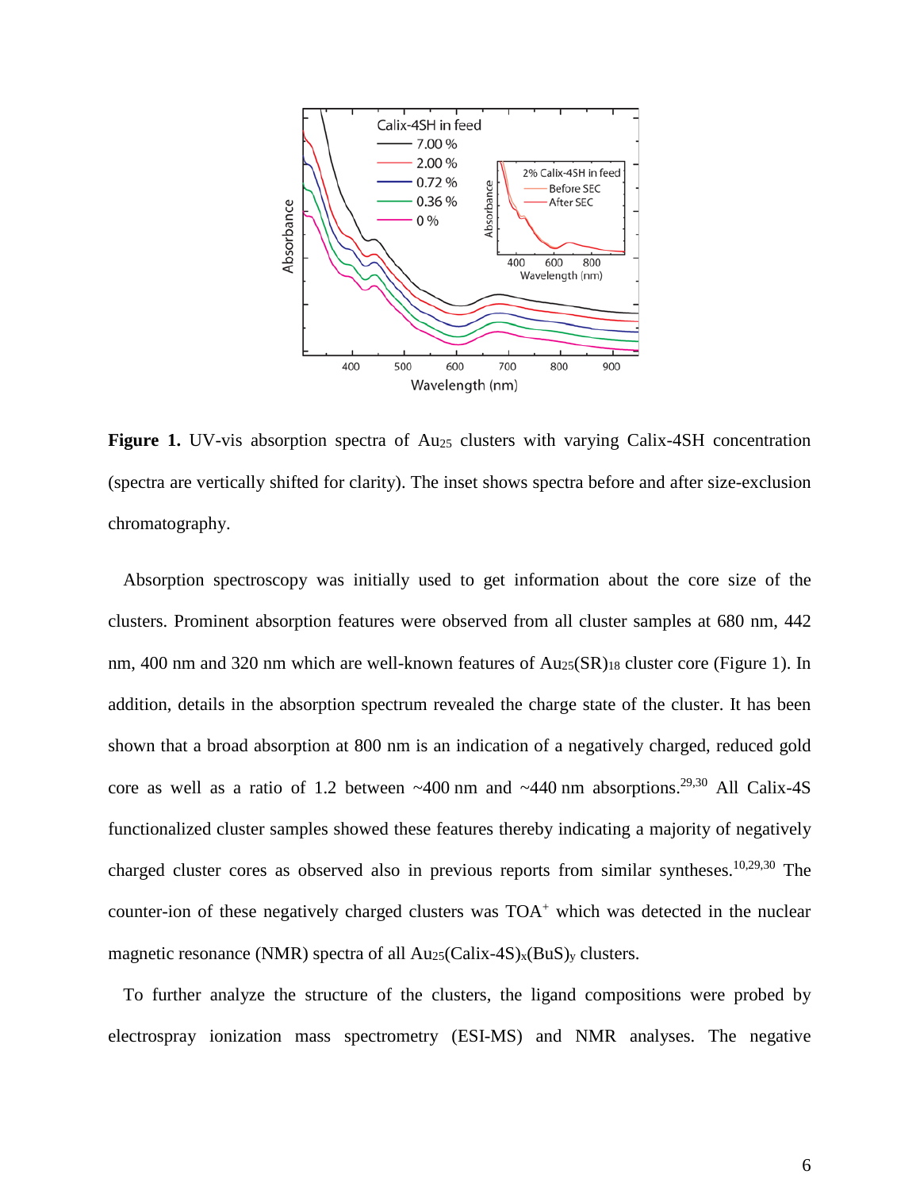**Figure 1.** UV-vis absorption spectra of $Au_{25}$ clusters with varying Calix-4SH concentration (spectra are vertically shifted for clarity). The inset shows spectra before and after size-exclusion chromatography.

Absorption spectroscopy was initially used to get information about the core size of the clusters. Prominent absorption features were observed from all cluster samples at 680 nm, 442 nm, 400 nm and 320 nm which are well-known features of $Au_{25}(SR)_{18}$ cluster core (Figure 1). In addition, details in the absorption spectrum revealed the charge state of the cluster. It has been shown that a broad absorption at 800 nm is an indication of a negatively charged, reduced gold core as well as a ratio of 1.2 between ~400 nm and ~440 nm absorptions.[29,30] All Calix-4S functionalized cluster samples showed these features thereby indicating a majority of negatively charged cluster cores as observed also in previous reports from similar syntheses.[10,29,30] The counter-ion of these negatively charged clusters was $TOA^+$ which was detected in the nuclear magnetic resonance (NMR) spectra of all $Au_{25}(Calix\text{-}4S)_x(BuS)_y$ clusters.

To further analyze the structure of the clusters, the ligand compositions were probed by electrospray ionization mass spectrometry (ESI-MS) and NMR analyses. The negative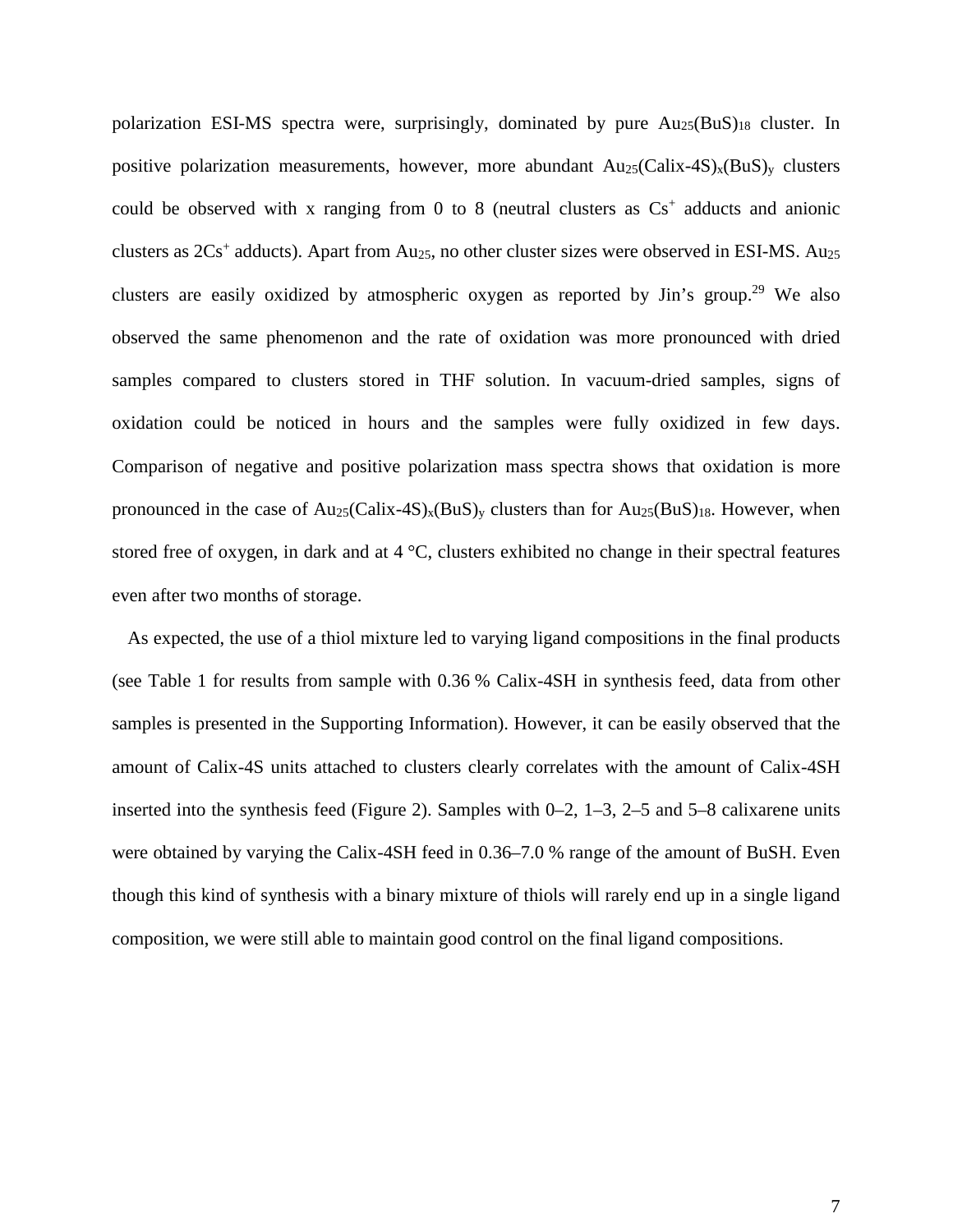polarization ESI-MS spectra were, surprisingly, dominated by pure $Au_{25}(BuS)_{18}$ cluster. In positive polarization measurements, however, more abundant $Au_{25}(Calix\text{-}4S)_x(BuS)_y$ clusters could be observed with x ranging from 0 to 8 (neutral clusters as $Cs^+$ adducts and anionic clusters as $2Cs^+$ adducts). Apart from $Au_{25}$, no other cluster sizes were observed in ESI-MS. $Au_{25}$ clusters are easily oxidized by atmospheric oxygen as reported by Jin's group.[29] We also observed the same phenomenon and the rate of oxidation was more pronounced with dried samples compared to clusters stored in THF solution. In vacuum-dried samples, signs of oxidation could be noticed in hours and the samples were fully oxidized in few days. Comparison of negative and positive polarization mass spectra shows that oxidation is more pronounced in the case of $Au_{25}(Calix\text{-}4S)_x(BuS)_y$ clusters than for $Au_{25}(BuS)_{18}$. However, when stored free of oxygen, in dark and at 4 °C, clusters exhibited no change in their spectral features even after two months of storage.

As expected, the use of a thiol mixture led to varying ligand compositions in the final products (see Table 1 for results from sample with 0.36 % Calix-4SH in synthesis feed, data from other samples is presented in the Supporting Information). However, it can be easily observed that the amount of Calix-4S units attached to clusters clearly correlates with the amount of Calix-4SH inserted into the synthesis feed (Figure 2). Samples with 0–2, 1–3, 2–5 and 5–8 calixarene units were obtained by varying the Calix-4SH feed in 0.36–7.0 % range of the amount of BuSH. Even though this kind of synthesis with a binary mixture of thiols will rarely end up in a single ligand composition, we were still able to maintain good control on the final ligand compositions.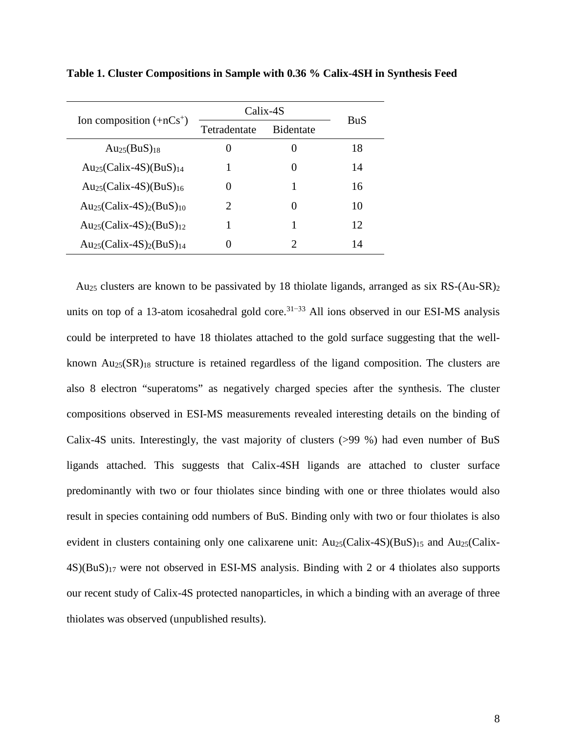**Table 1. Cluster Compositions in Sample with 0.36 % Calix-4SH in Synthesis Feed**

| Ion composition (+n$Cs^+$) | Calix-4S | | BuS |
|---|---|---|---|
| | Tetradentate | Bidentate | |
| $Au_{25}(BuS)_{18}$ | 0 | 0 | 18 |
| $Au_{25}$(Calix-4S)$(BuS)_{14}$ | 1 | 0 | 14 |
| $Au_{25}$(Calix-4S)$(BuS)_{16}$ | 0 | 1 | 16 |
| $Au_{25}$(Calix-4S)$_2(BuS)_{10}$ | 2 | 0 | 10 |
| $Au_{25}$(Calix-4S)$_2(BuS)_{12}$ | 1 | 1 | 12 |
| $Au_{25}$(Calix-4S)$_2(BuS)_{14}$ | 0 | 2 | 14 |

$Au_{25}$ clusters are known to be passivated by 18 thiolate ligands, arranged as six RS-$(Au\text{-}SR)_2$ units on top of a 13-atom icosahedral gold core.[31−33] All ions observed in our ESI-MS analysis could be interpreted to have 18 thiolates attached to the gold surface suggesting that the well-known $Au_{25}(SR)_{18}$ structure is retained regardless of the ligand composition. The clusters are also 8 electron "superatoms" as negatively charged species after the synthesis. The cluster compositions observed in ESI-MS measurements revealed interesting details on the binding of Calix-4S units. Interestingly, the vast majority of clusters (>99 %) had even number of BuS ligands attached. This suggests that Calix-4SH ligands are attached to cluster surface predominantly with two or four thiolates since binding with one or three thiolates would also result in species containing odd numbers of BuS. Binding only with two or four thiolates is also evident in clusters containing only one calixarene unit: $Au_{25}$(Calix-4S)$(BuS)_{15}$ and $Au_{25}$(Calix-4S)$(BuS)_{17}$ were not observed in ESI-MS analysis. Binding with 2 or 4 thiolates also supports our recent study of Calix-4S protected nanoparticles, in which a binding with an average of three thiolates was observed (unpublished results).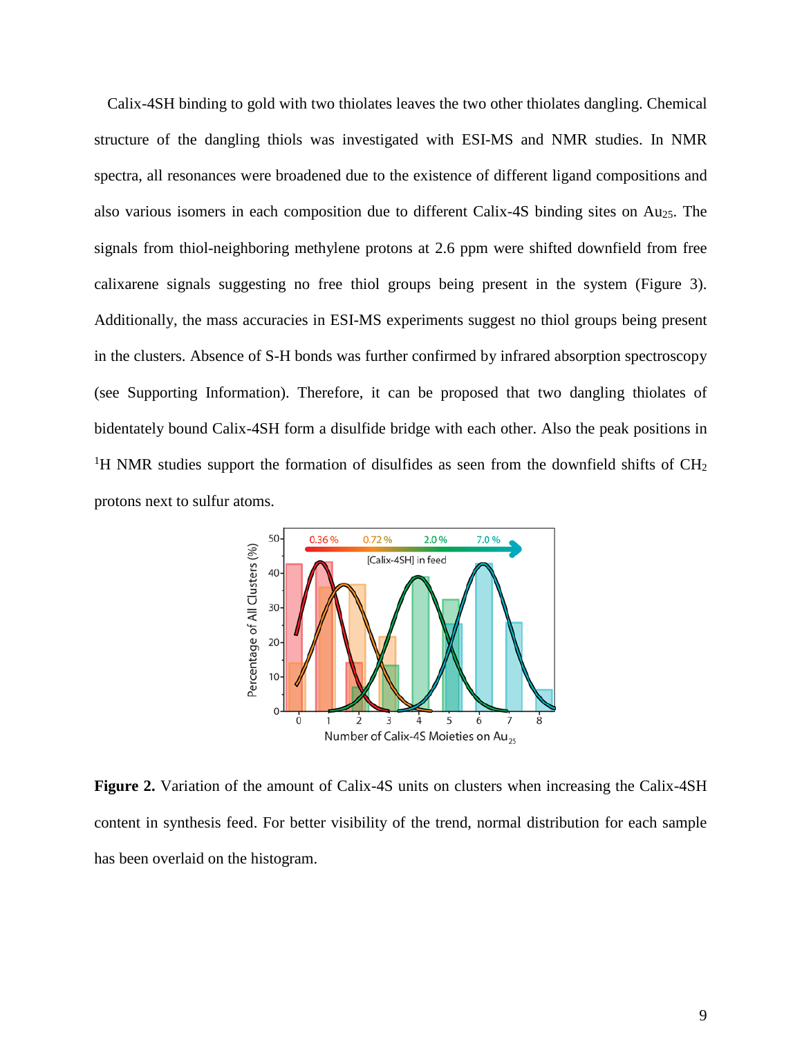Calix-4SH binding to gold with two thiolates leaves the two other thiolates dangling. Chemical structure of the dangling thiols was investigated with ESI-MS and NMR studies. In NMR spectra, all resonances were broadened due to the existence of different ligand compositions and also various isomers in each composition due to different Calix-4S binding sites on $Au_{25}$. The signals from thiol-neighboring methylene protons at 2.6 ppm were shifted downfield from free calixarene signals suggesting no free thiol groups being present in the system (Figure 3). Additionally, the mass accuracies in ESI-MS experiments suggest no thiol groups being present in the clusters. Absence of S-H bonds was further confirmed by infrared absorption spectroscopy (see Supporting Information). Therefore, it can be proposed that two dangling thiolates of bidentately bound Calix-4SH form a disulfide bridge with each other. Also the peak positions in $^1$H NMR studies support the formation of disulfides as seen from the downfield shifts of $CH_2$ protons next to sulfur atoms.

**Figure 2.** Variation of the amount of Calix-4S units on clusters when increasing the Calix-4SH content in synthesis feed. For better visibility of the trend, normal distribution for each sample has been overlaid on the histogram.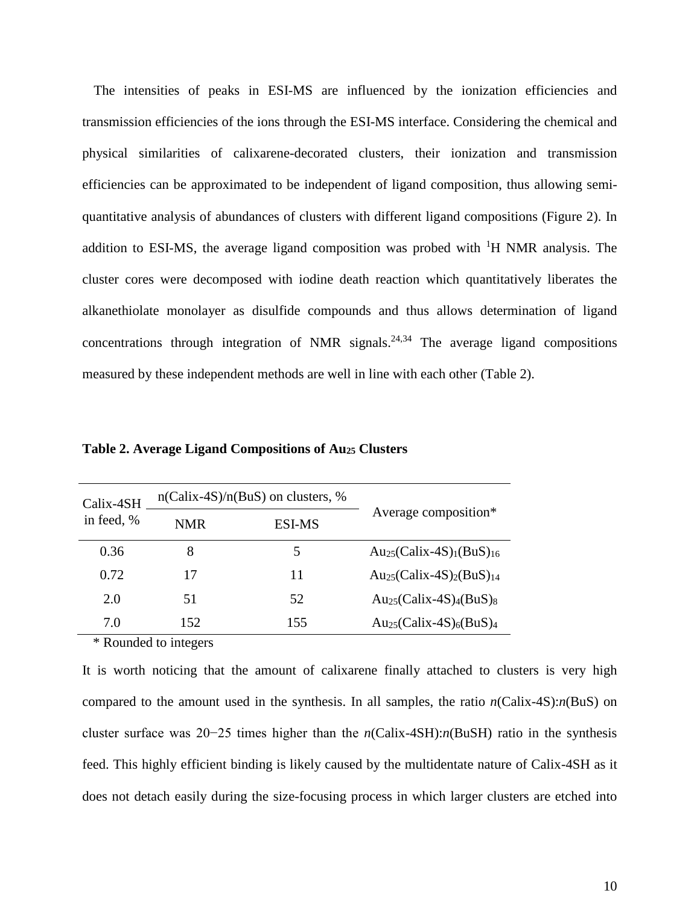The intensities of peaks in ESI-MS are influenced by the ionization efficiencies and transmission efficiencies of the ions through the ESI-MS interface. Considering the chemical and physical similarities of calixarene-decorated clusters, their ionization and transmission efficiencies can be approximated to be independent of ligand composition, thus allowing semi-quantitative analysis of abundances of clusters with different ligand compositions (Figure 2). In addition to ESI-MS, the average ligand composition was probed with $^1$H NMR analysis. The cluster cores were decomposed with iodine death reaction which quantitatively liberates the alkanethiolate monolayer as disulfide compounds and thus allows determination of ligand concentrations through integration of NMR signals.[24,34] The average ligand compositions measured by these independent methods are well in line with each other (Table 2).

**Table 2. Average Ligand Compositions of $Au_{25}$ Clusters**

| Calix-4SH in feed, % | n(Calix-4S)/n(BuS) on clusters, % | | Average composition* |
|---|---|---|---|
| | NMR | ESI-MS | |
| 0.36 | 8 | 5 | $Au_{25}$(Calix-4S)$_1$(BuS)$_{16}$ |
| 0.72 | 17 | 11 | $Au_{25}$(Calix-4S)$_2$(BuS)$_{14}$ |
| 2.0 | 51 | 52 | $Au_{25}$(Calix-4S)$_4$(BuS)$_8$ |
| 7.0 | 152 | 155 | $Au_{25}$(Calix-4S)$_6$(BuS)$_4$ |

\* Rounded to integers

It is worth noticing that the amount of calixarene finally attached to clusters is very high compared to the amount used in the synthesis. In all samples, the ratio *n*(Calix-4S):*n*(BuS) on cluster surface was 20−25 times higher than the *n*(Calix-4SH):*n*(BuSH) ratio in the synthesis feed. This highly efficient binding is likely caused by the multidentate nature of Calix-4SH as it does not detach easily during the size-focusing process in which larger clusters are etched into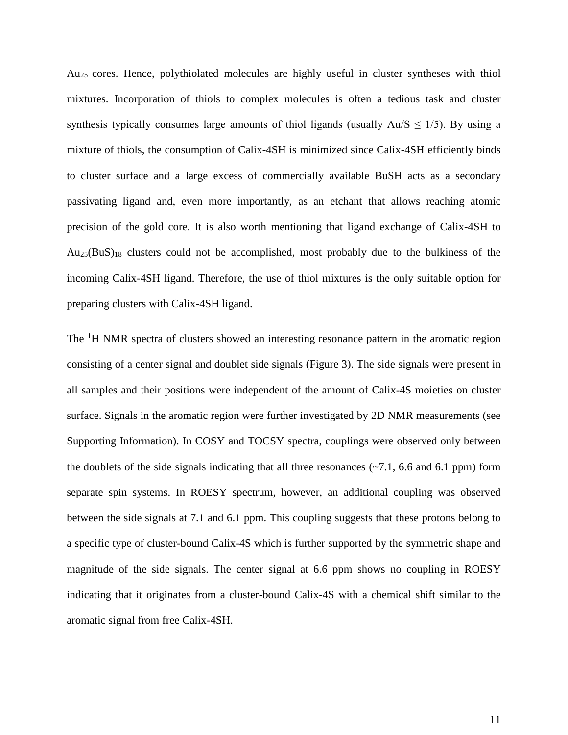$Au_{25}$ cores. Hence, polythiolated molecules are highly useful in cluster syntheses with thiol mixtures. Incorporation of thiols to complex molecules is often a tedious task and cluster synthesis typically consumes large amounts of thiol ligands (usually $Au/S \leq 1/5$). By using a mixture of thiols, the consumption of Calix-4SH is minimized since Calix-4SH efficiently binds to cluster surface and a large excess of commercially available BuSH acts as a secondary passivating ligand and, even more importantly, as an etchant that allows reaching atomic precision of the gold core. It is also worth mentioning that ligand exchange of Calix-4SH to $Au_{25}(BuS)_{18}$ clusters could not be accomplished, most probably due to the bulkiness of the incoming Calix-4SH ligand. Therefore, the use of thiol mixtures is the only suitable option for preparing clusters with Calix-4SH ligand.

The $^{1}$H NMR spectra of clusters showed an interesting resonance pattern in the aromatic region consisting of a center signal and doublet side signals (Figure 3). The side signals were present in all samples and their positions were independent of the amount of Calix-4S moieties on cluster surface. Signals in the aromatic region were further investigated by 2D NMR measurements (see Supporting Information). In COSY and TOCSY spectra, couplings were observed only between the doublets of the side signals indicating that all three resonances (~7.1, 6.6 and 6.1 ppm) form separate spin systems. In ROESY spectrum, however, an additional coupling was observed between the side signals at 7.1 and 6.1 ppm. This coupling suggests that these protons belong to a specific type of cluster-bound Calix-4S which is further supported by the symmetric shape and magnitude of the side signals. The center signal at 6.6 ppm shows no coupling in ROESY indicating that it originates from a cluster-bound Calix-4S with a chemical shift similar to the aromatic signal from free Calix-4SH.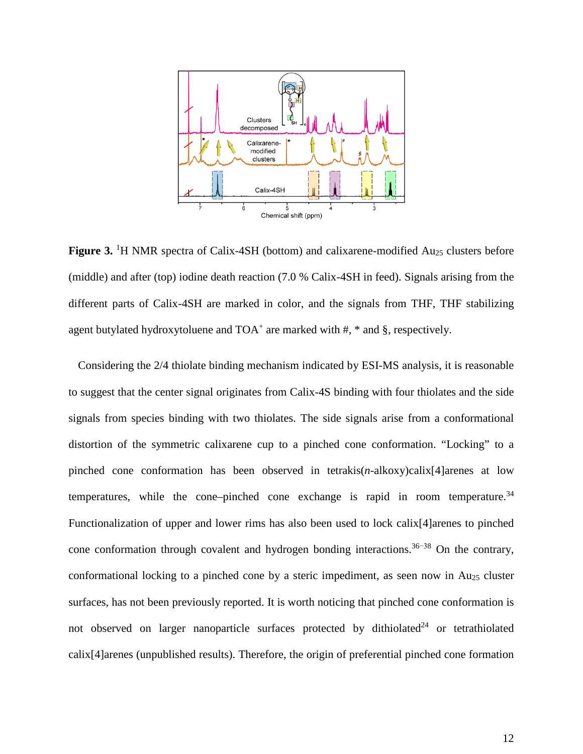**Figure 3.** [1]H NMR spectra of Calix-4SH (bottom) and calixarene-modified $Au_{25}$ clusters before (middle) and after (top) iodine death reaction (7.0 % Calix-4SH in feed). Signals arising from the different parts of Calix-4SH are marked in color, and the signals from THF, THF stabilizing agent butylated hydroxytoluene and $TOA^+$ are marked with #, * and §, respectively.

Considering the 2/4 thiolate binding mechanism indicated by ESI-MS analysis, it is reasonable to suggest that the center signal originates from Calix-4S binding with four thiolates and the side signals from species binding with two thiolates. The side signals arise from a conformational distortion of the symmetric calixarene cup to a pinched cone conformation. “Locking” to a pinched cone conformation has been observed in tetrakis(*n*-alkoxy)calix[4]arenes at low temperatures, while the cone–pinched cone exchange is rapid in room temperature.[34] Functionalization of upper and lower rims has also been used to lock calix[4]arenes to pinched cone conformation through covalent and hydrogen bonding interactions.[36–38] On the contrary, conformational locking to a pinched cone by a steric impediment, as seen now in $Au_{25}$ cluster surfaces, has not been previously reported. It is worth noticing that pinched cone conformation is not observed on larger nanoparticle surfaces protected by dithiolated[24] or tetrathiolated calix[4]arenes (unpublished results). Therefore, the origin of preferential pinched cone formation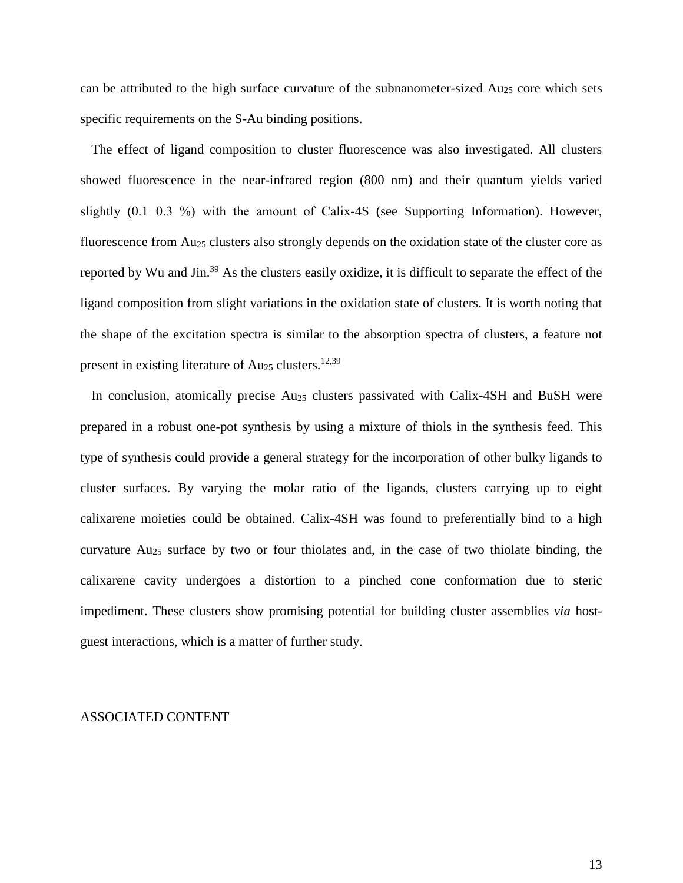can be attributed to the high surface curvature of the subnanometer-sized $Au_{25}$ core which sets specific requirements on the S-Au binding positions.

The effect of ligand composition to cluster fluorescence was also investigated. All clusters showed fluorescence in the near-infrared region (800 nm) and their quantum yields varied slightly (0.1−0.3 %) with the amount of Calix-4S (see Supporting Information). However, fluorescence from $Au_{25}$ clusters also strongly depends on the oxidation state of the cluster core as reported by Wu and Jin.[39] As the clusters easily oxidize, it is difficult to separate the effect of the ligand composition from slight variations in the oxidation state of clusters. It is worth noting that the shape of the excitation spectra is similar to the absorption spectra of clusters, a feature not present in existing literature of $Au_{25}$ clusters.[12,39]

In conclusion, atomically precise $Au_{25}$ clusters passivated with Calix-4SH and BuSH were prepared in a robust one-pot synthesis by using a mixture of thiols in the synthesis feed. This type of synthesis could provide a general strategy for the incorporation of other bulky ligands to cluster surfaces. By varying the molar ratio of the ligands, clusters carrying up to eight calixarene moieties could be obtained. Calix-4SH was found to preferentially bind to a high curvature $Au_{25}$ surface by two or four thiolates and, in the case of two thiolate binding, the calixarene cavity undergoes a distortion to a pinched cone conformation due to steric impediment. These clusters show promising potential for building cluster assemblies *via* host-guest interactions, which is a matter of further study.

## ASSOCIATED CONTENT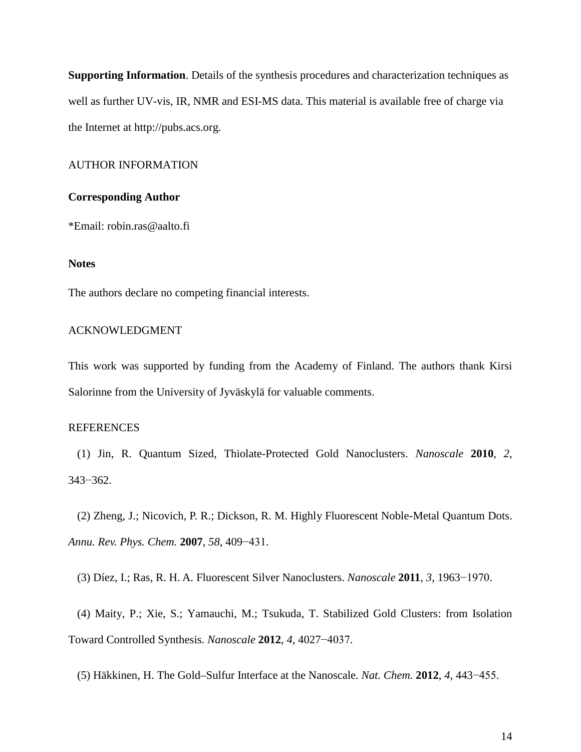**Supporting Information**. Details of the synthesis procedures and characterization techniques as well as further UV-vis, IR, NMR and ESI-MS data. This material is available free of charge via the Internet at http://pubs.acs.org.

## AUTHOR INFORMATION

### Corresponding Author

*Email: robin.ras@aalto.fi

### Notes

The authors declare no competing financial interests.

## ACKNOWLEDGMENT

This work was supported by funding from the Academy of Finland. The authors thank Kirsi Salorinne from the University of Jyväskylä for valuable comments.

## REFERENCES

(1) Jin, R. Quantum Sized, Thiolate-Protected Gold Nanoclusters. *Nanoscale* **2010**, *2*, 343−362.

(2) Zheng, J.; Nicovich, P. R.; Dickson, R. M. Highly Fluorescent Noble-Metal Quantum Dots. *Annu. Rev. Phys. Chem.* **2007**, *58*, 409−431.

(3) Díez, I.; Ras, R. H. A. Fluorescent Silver Nanoclusters. *Nanoscale* **2011**, *3*, 1963−1970.

(4) Maity, P.; Xie, S.; Yamauchi, M.; Tsukuda, T. Stabilized Gold Clusters: from Isolation Toward Controlled Synthesis. *Nanoscale* **2012**, *4*, 4027−4037.

(5) Häkkinen, H. The Gold–Sulfur Interface at the Nanoscale. *Nat. Chem.* **2012**, *4*, 443−455.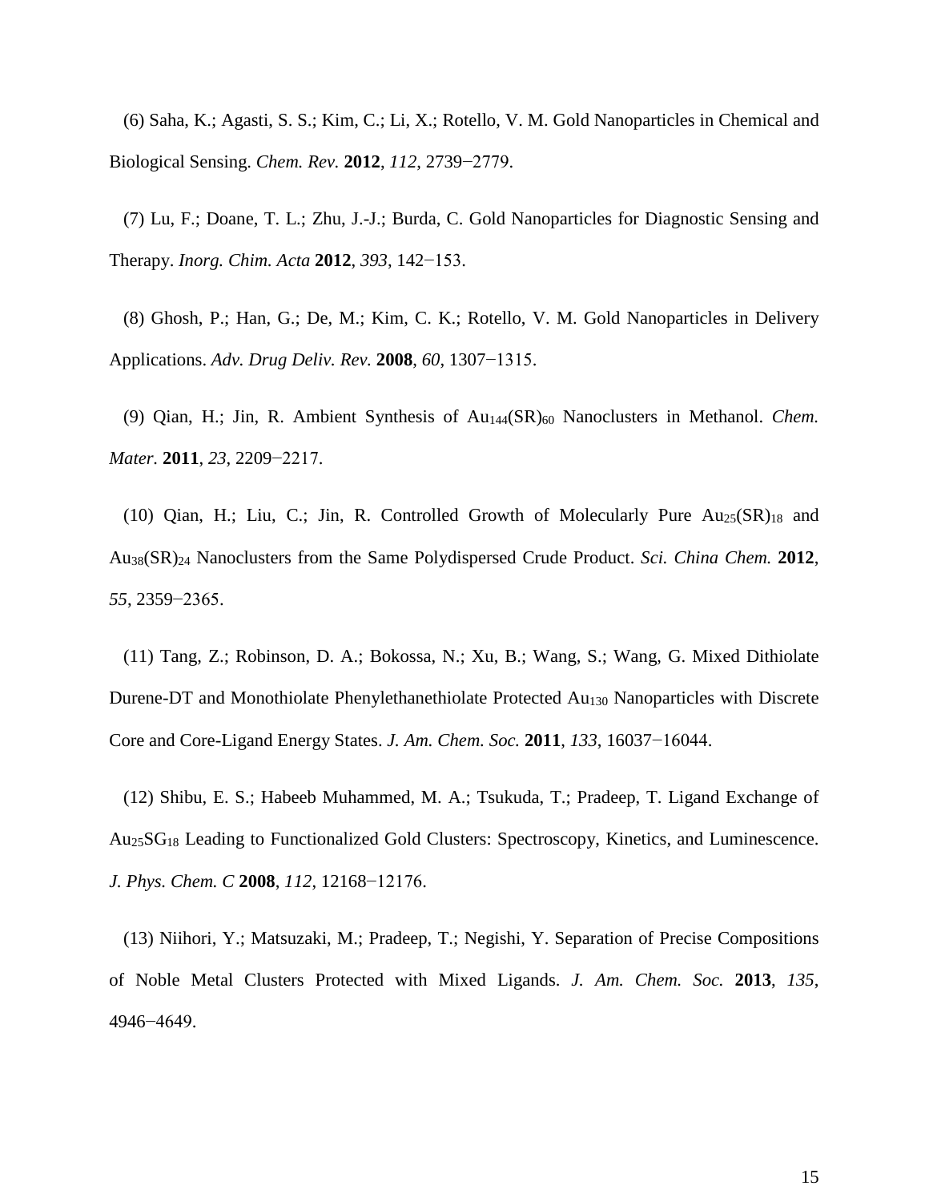(6) Saha, K.; Agasti, S. S.; Kim, C.; Li, X.; Rotello, V. M. Gold Nanoparticles in Chemical and Biological Sensing. *Chem. Rev.* **2012**, *112*, 2739−2779.

(7) Lu, F.; Doane, T. L.; Zhu, J.-J.; Burda, C. Gold Nanoparticles for Diagnostic Sensing and Therapy. *Inorg. Chim. Acta* **2012**, *393*, 142−153.

(8) Ghosh, P.; Han, G.; De, M.; Kim, C. K.; Rotello, V. M. Gold Nanoparticles in Delivery Applications. *Adv. Drug Deliv. Rev.* **2008**, *60*, 1307−1315.

(9) Qian, H.; Jin, R. Ambient Synthesis of $Au_{144}(SR)_{60}$ Nanoclusters in Methanol. *Chem. Mater.* **2011**, *23*, 2209−2217.

(10) Qian, H.; Liu, C.; Jin, R. Controlled Growth of Molecularly Pure $Au_{25}(SR)_{18}$ and $Au_{38}(SR)_{24}$ Nanoclusters from the Same Polydispersed Crude Product. *Sci. China Chem.* **2012**, *55*, 2359−2365.

(11) Tang, Z.; Robinson, D. A.; Bokossa, N.; Xu, B.; Wang, S.; Wang, G. Mixed Dithiolate Durene-DT and Monothiolate Phenylethanethiolate Protected $Au_{130}$ Nanoparticles with Discrete Core and Core-Ligand Energy States. *J. Am. Chem. Soc.* **2011**, *133*, 16037−16044.

(12) Shibu, E. S.; Habeeb Muhammed, M. A.; Tsukuda, T.; Pradeep, T. Ligand Exchange of $Au_{25}SG_{18}$ Leading to Functionalized Gold Clusters: Spectroscopy, Kinetics, and Luminescence. *J. Phys. Chem. C* **2008**, *112*, 12168−12176.

(13) Niihori, Y.; Matsuzaki, M.; Pradeep, T.; Negishi, Y. Separation of Precise Compositions of Noble Metal Clusters Protected with Mixed Ligands. *J. Am. Chem. Soc.* **2013**, *135*, 4946−4649.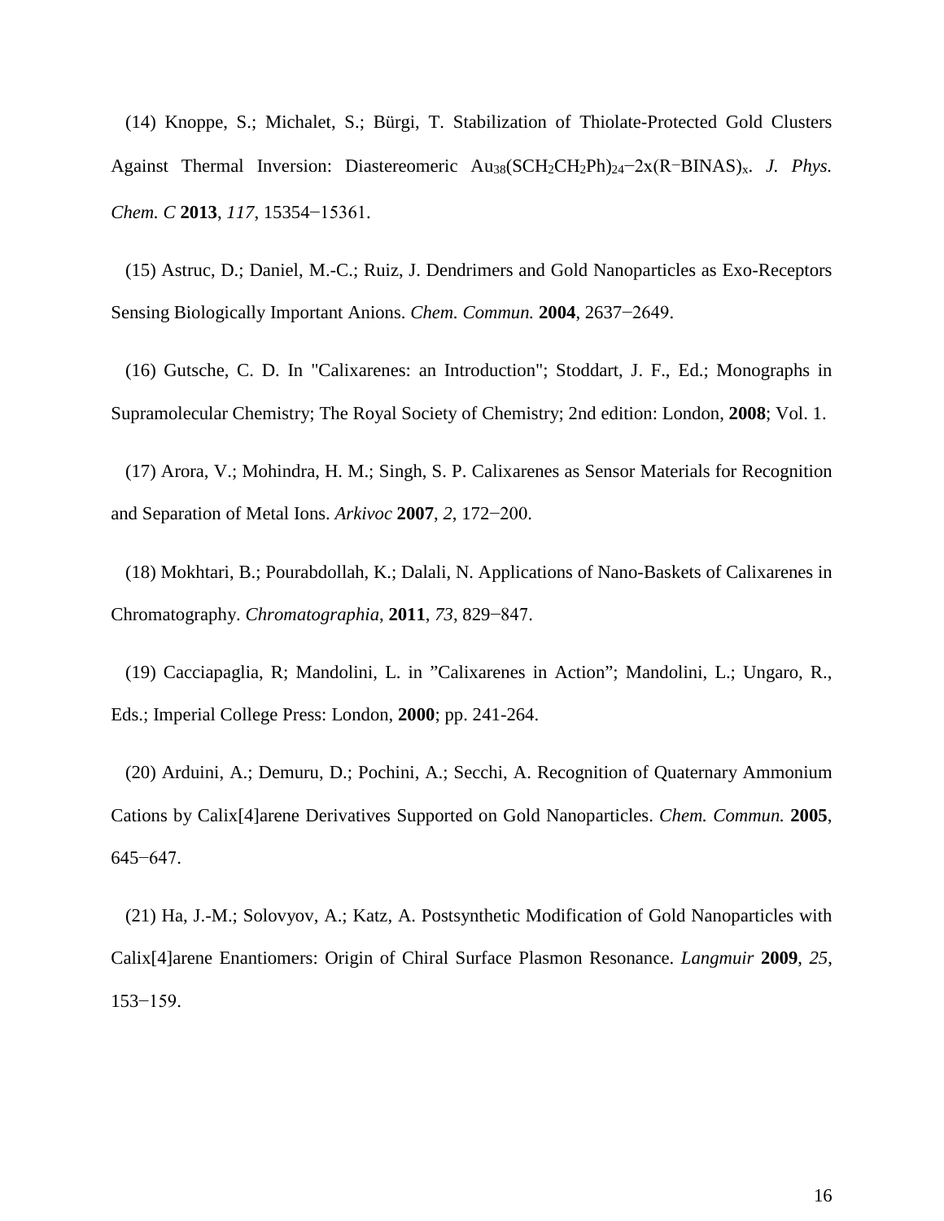(14) Knoppe, S.; Michalet, S.; Bürgi, T. Stabilization of Thiolate-Protected Gold Clusters Against Thermal Inversion: Diastereomeric $Au_{38}(SCH_2CH_2Ph)_{24-2x}(R\text{-}BINAS)_x$. *J. Phys. Chem. C* **2013**, *117*, 15354−15361.

(15) Astruc, D.; Daniel, M.-C.; Ruiz, J. Dendrimers and Gold Nanoparticles as Exo-Receptors Sensing Biologically Important Anions. *Chem. Commun.* **2004**, 2637−2649.

(16) Gutsche, C. D. In "Calixarenes: an Introduction"; Stoddart, J. F., Ed.; Monographs in Supramolecular Chemistry; The Royal Society of Chemistry; 2nd edition: London, **2008**; Vol. 1.

(17) Arora, V.; Mohindra, H. M.; Singh, S. P. Calixarenes as Sensor Materials for Recognition and Separation of Metal Ions. *Arkivoc* **2007**, *2*, 172−200.

(18) Mokhtari, B.; Pourabdollah, K.; Dalali, N. Applications of Nano-Baskets of Calixarenes in Chromatography. *Chromatographia*, **2011**, *73*, 829−847.

(19) Cacciapaglia, R; Mandolini, L. in "Calixarenes in Action"; Mandolini, L.; Ungaro, R., Eds.; Imperial College Press: London, **2000**; pp. 241-264.

(20) Arduini, A.; Demuru, D.; Pochini, A.; Secchi, A. Recognition of Quaternary Ammonium Cations by Calix[4]arene Derivatives Supported on Gold Nanoparticles. *Chem. Commun.* **2005**, 645−647.

(21) Ha, J.-M.; Solovyov, A.; Katz, A. Postsynthetic Modification of Gold Nanoparticles with Calix[4]arene Enantiomers: Origin of Chiral Surface Plasmon Resonance. *Langmuir* **2009**, *25*, 153−159.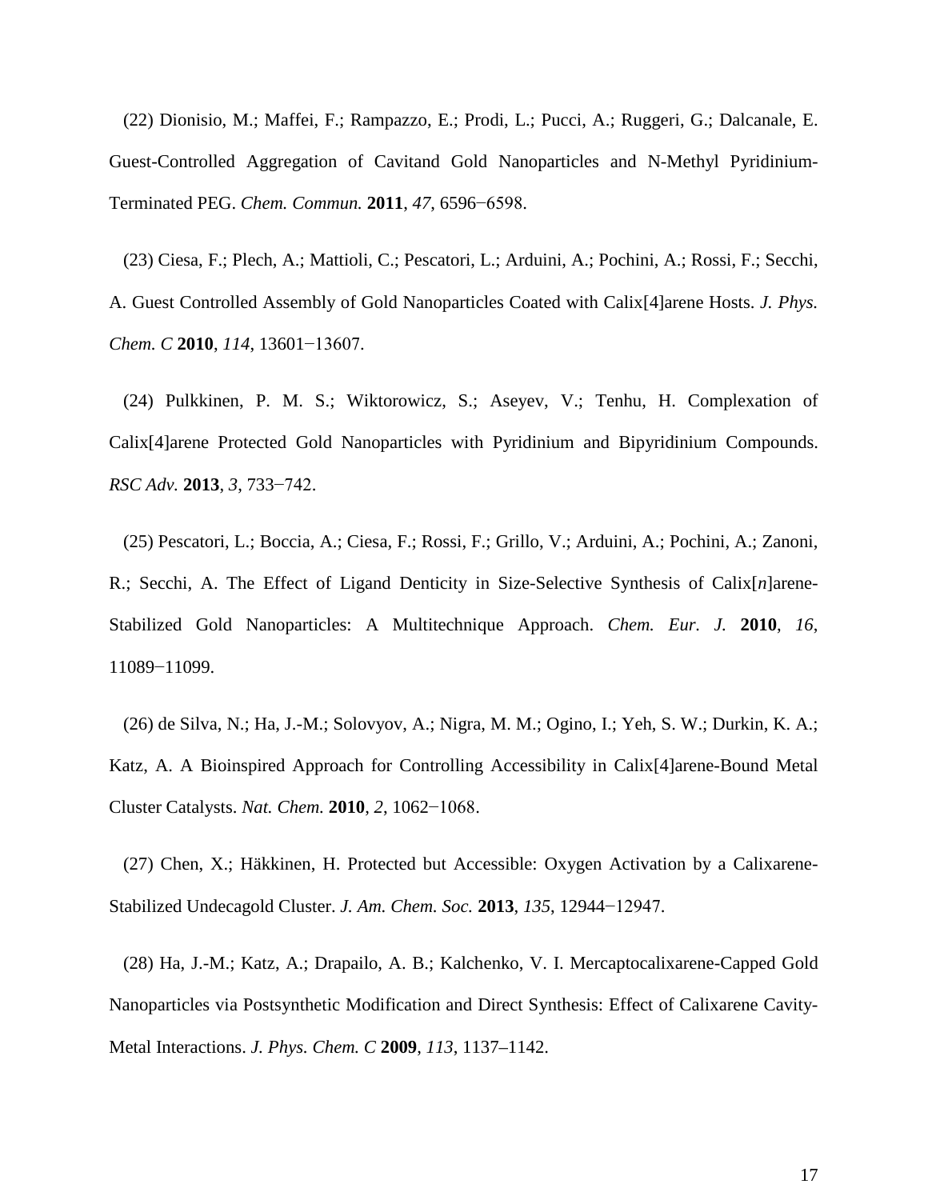(22) Dionisio, M.; Maffei, F.; Rampazzo, E.; Prodi, L.; Pucci, A.; Ruggeri, G.; Dalcanale, E. Guest-Controlled Aggregation of Cavitand Gold Nanoparticles and N-Methyl Pyridinium-Terminated PEG. *Chem. Commun.* **2011**, *47*, 6596−6598.

(23) Ciesa, F.; Plech, A.; Mattioli, C.; Pescatori, L.; Arduini, A.; Pochini, A.; Rossi, F.; Secchi, A. Guest Controlled Assembly of Gold Nanoparticles Coated with Calix[4]arene Hosts. *J. Phys. Chem. C* **2010**, *114*, 13601−13607.

(24) Pulkkinen, P. M. S.; Wiktorowicz, S.; Aseyev, V.; Tenhu, H. Complexation of Calix[4]arene Protected Gold Nanoparticles with Pyridinium and Bipyridinium Compounds. *RSC Adv.* **2013**, *3*, 733−742.

(25) Pescatori, L.; Boccia, A.; Ciesa, F.; Rossi, F.; Grillo, V.; Arduini, A.; Pochini, A.; Zanoni, R.; Secchi, A. The Effect of Ligand Denticity in Size-Selective Synthesis of Calix[*n*]arene-Stabilized Gold Nanoparticles: A Multitechnique Approach. *Chem. Eur. J.* **2010**, *16*, 11089−11099.

(26) de Silva, N.; Ha, J.-M.; Solovyov, A.; Nigra, M. M.; Ogino, I.; Yeh, S. W.; Durkin, K. A.; Katz, A. A Bioinspired Approach for Controlling Accessibility in Calix[4]arene-Bound Metal Cluster Catalysts. *Nat. Chem.* **2010**, *2*, 1062−1068.

(27) Chen, X.; Häkkinen, H. Protected but Accessible: Oxygen Activation by a Calixarene-Stabilized Undecagold Cluster. *J. Am. Chem. Soc.* **2013**, *135*, 12944−12947.

(28) Ha, J.-M.; Katz, A.; Drapailo, A. B.; Kalchenko, V. I. Mercaptocalixarene-Capped Gold Nanoparticles via Postsynthetic Modification and Direct Synthesis: Effect of Calixarene Cavity-Metal Interactions. *J. Phys. Chem. C* **2009**, *113*, 1137–1142.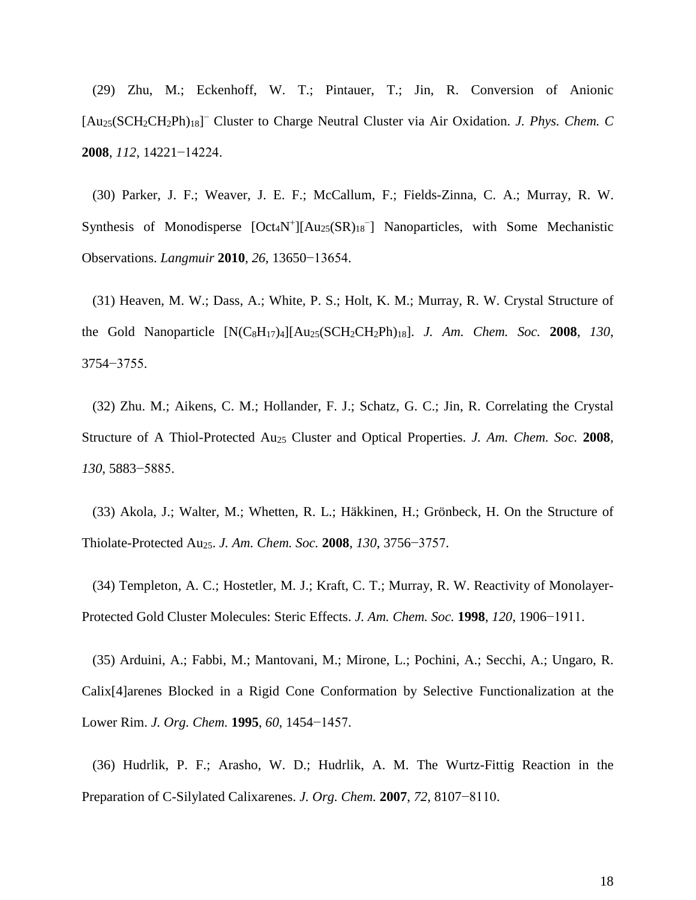(29) Zhu, M.; Eckenhoff, W. T.; Pintauer, T.; Jin, R. Conversion of Anionic $[Au_{25}(SCH_2CH_2Ph)_{18}]^-$ Cluster to Charge Neutral Cluster via Air Oxidation. *J. Phys. Chem. C* **2008**, *112*, 14221−14224.

(30) Parker, J. F.; Weaver, J. E. F.; McCallum, F.; Fields-Zinna, C. A.; Murray, R. W. Synthesis of Monodisperse $[Oct_4N^+][Au_{25}(SR)_{18}^-]$ Nanoparticles, with Some Mechanistic Observations. *Langmuir* **2010**, *26*, 13650−13654.

(31) Heaven, M. W.; Dass, A.; White, P. S.; Holt, K. M.; Murray, R. W. Crystal Structure of the Gold Nanoparticle $[N(C_8H_{17})_4][Au_{25}(SCH_2CH_2Ph)_{18}]$. *J. Am. Chem. Soc.* **2008**, *130*, 3754−3755.

(32) Zhu. M.; Aikens, C. M.; Hollander, F. J.; Schatz, G. C.; Jin, R. Correlating the Crystal Structure of A Thiol-Protected $Au_{25}$ Cluster and Optical Properties. *J. Am. Chem. Soc.* **2008**, *130*, 5883−5885.

(33) Akola, J.; Walter, M.; Whetten, R. L.; Häkkinen, H.; Grönbeck, H. On the Structure of Thiolate-Protected $Au_{25}$. *J. Am. Chem. Soc.* **2008**, *130*, 3756−3757.

(34) Templeton, A. C.; Hostetler, M. J.; Kraft, C. T.; Murray, R. W. Reactivity of Monolayer-Protected Gold Cluster Molecules: Steric Effects. *J. Am. Chem. Soc.* **1998**, *120*, 1906−1911.

(35) Arduini, A.; Fabbi, M.; Mantovani, M.; Mirone, L.; Pochini, A.; Secchi, A.; Ungaro, R. Calix[4]arenes Blocked in a Rigid Cone Conformation by Selective Functionalization at the Lower Rim. *J. Org. Chem.* **1995**, *60*, 1454−1457.

(36) Hudrlik, P. F.; Arasho, W. D.; Hudrlik, A. M. The Wurtz-Fittig Reaction in the Preparation of C-Silylated Calixarenes. *J. Org. Chem.* **2007**, *72*, 8107−8110.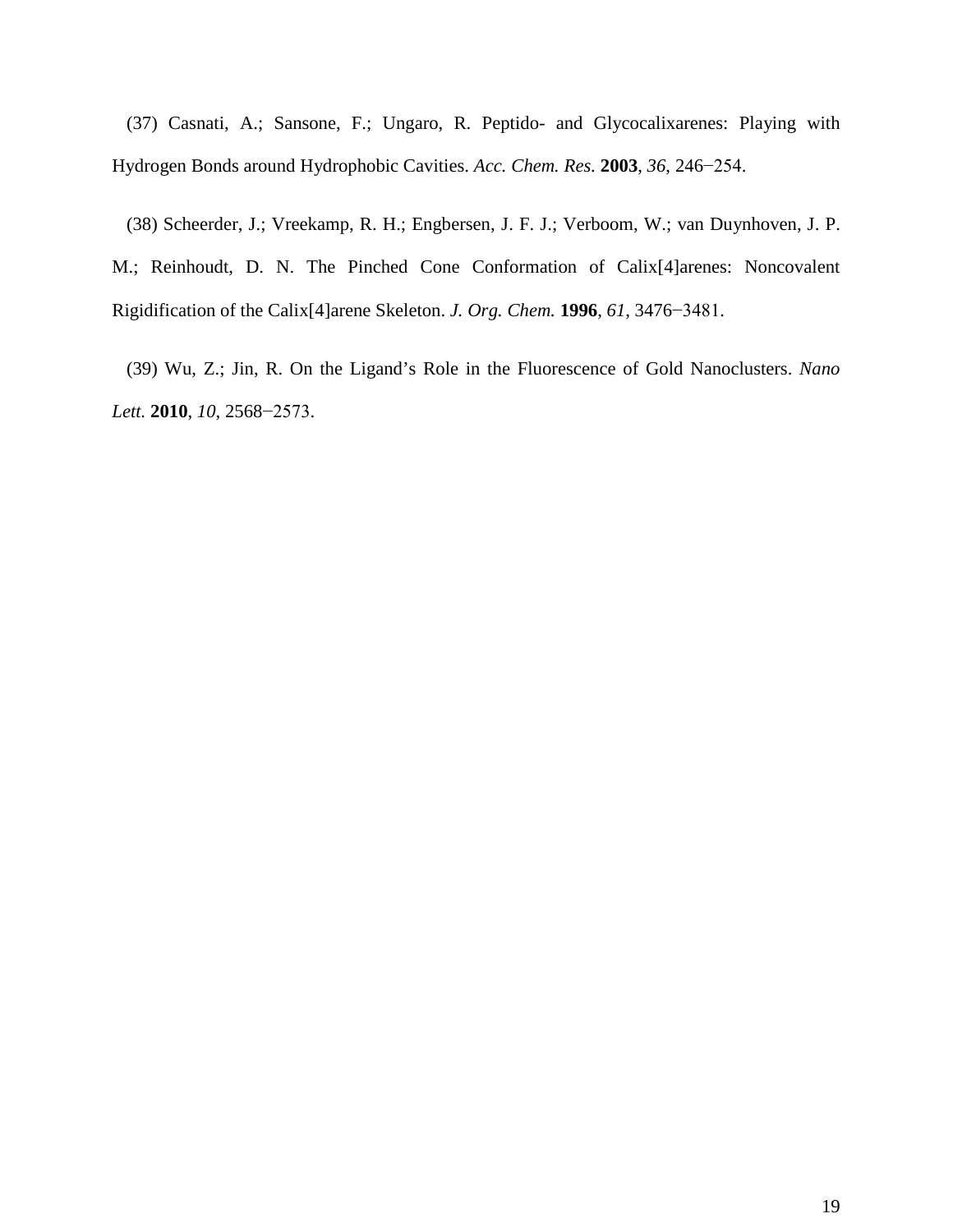(37) Casnati, A.; Sansone, F.; Ungaro, R. Peptido- and Glycocalixarenes: Playing with Hydrogen Bonds around Hydrophobic Cavities. *Acc. Chem. Res.* **2003**, *36*, 246−254.

(38) Scheerder, J.; Vreekamp, R. H.; Engbersen, J. F. J.; Verboom, W.; van Duynhoven, J. P. M.; Reinhoudt, D. N. The Pinched Cone Conformation of Calix[4]arenes: Noncovalent Rigidification of the Calix[4]arene Skeleton. *J. Org. Chem.* **1996**, *61*, 3476−3481.

(39) Wu, Z.; Jin, R. On the Ligand's Role in the Fluorescence of Gold Nanoclusters. *Nano Lett.* **2010**, *10*, 2568−2573.